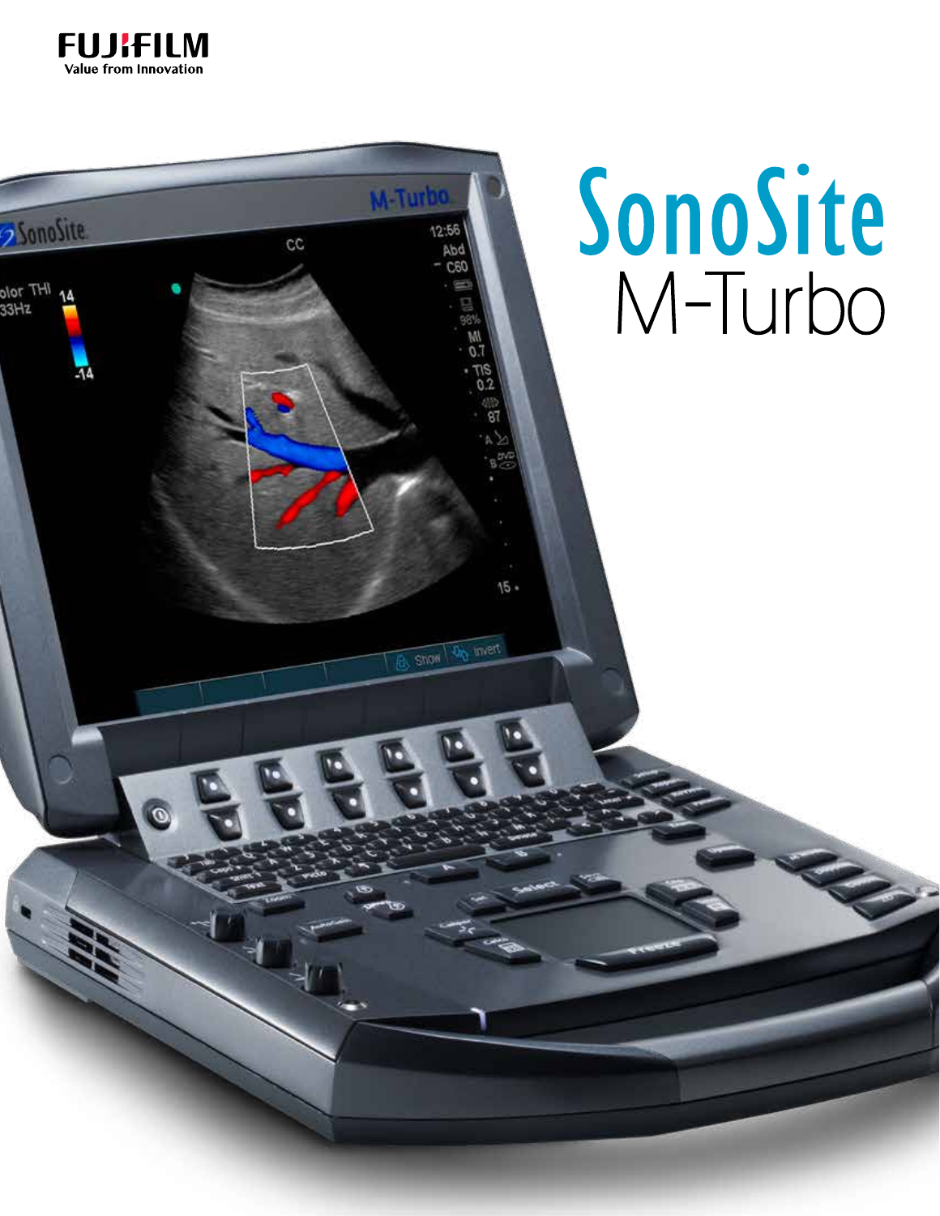FUJIFILM
Value from Innovation

# SonoSite
## M-Turbo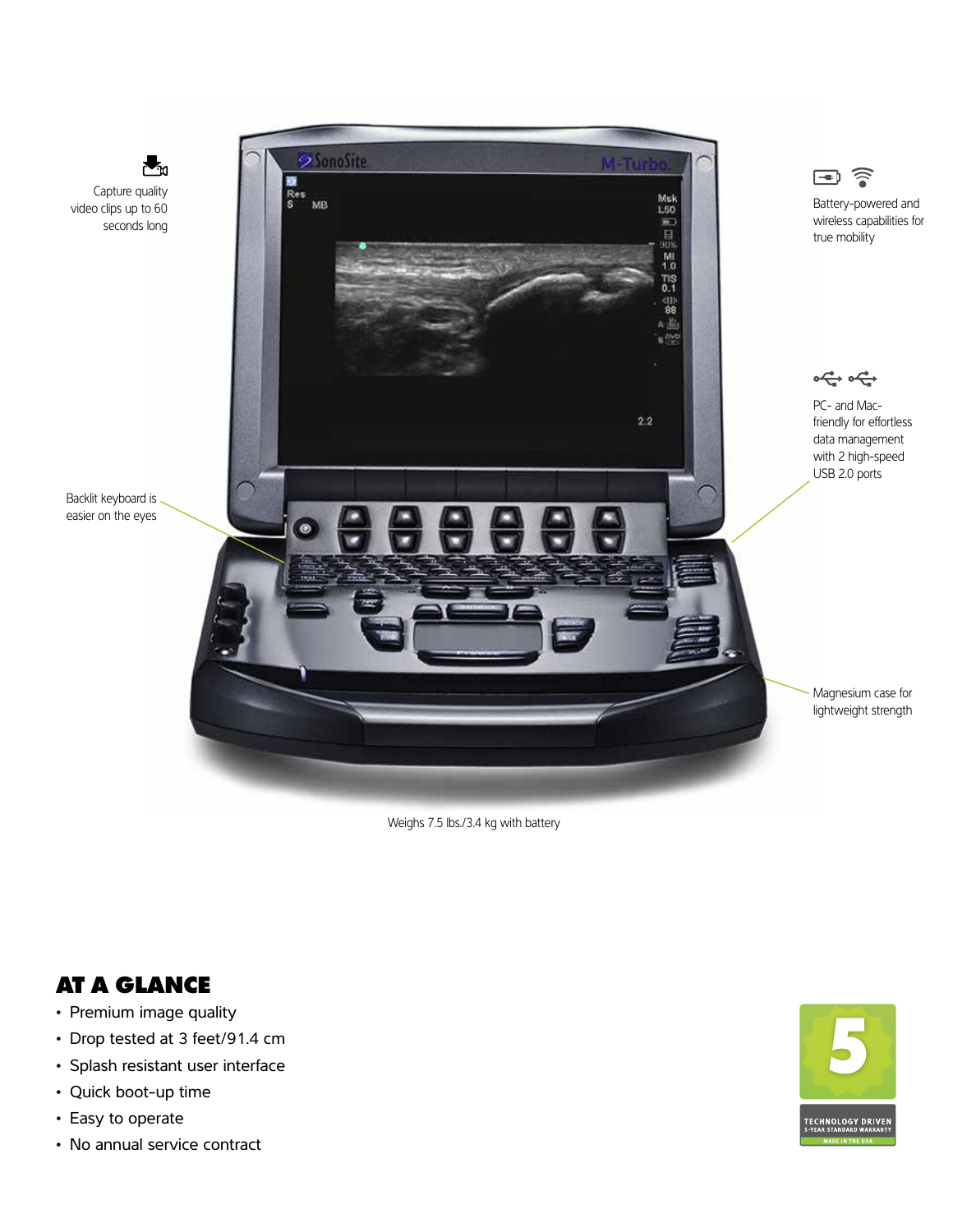Capture quality video clips up to 60 seconds long

Battery-powered and wireless capabilities for true mobility

PC- and Mac-friendly for effortless data management with 2 high-speed USB 2.0 ports

Backlit keyboard is easier on the eyes

Magnesium case for lightweight strength

Weighs 7.5 lbs./3.4 kg with battery

## AT A GLANCE

- Premium image quality
- Drop tested at 3 feet/91.4 cm
- Splash resistant user interface
- Quick boot-up time
- Easy to operate
- No annual service contract

5

TECHNOLOGY DRIVEN
5-YEAR STANDARD WARRANTY
MADE IN THE USA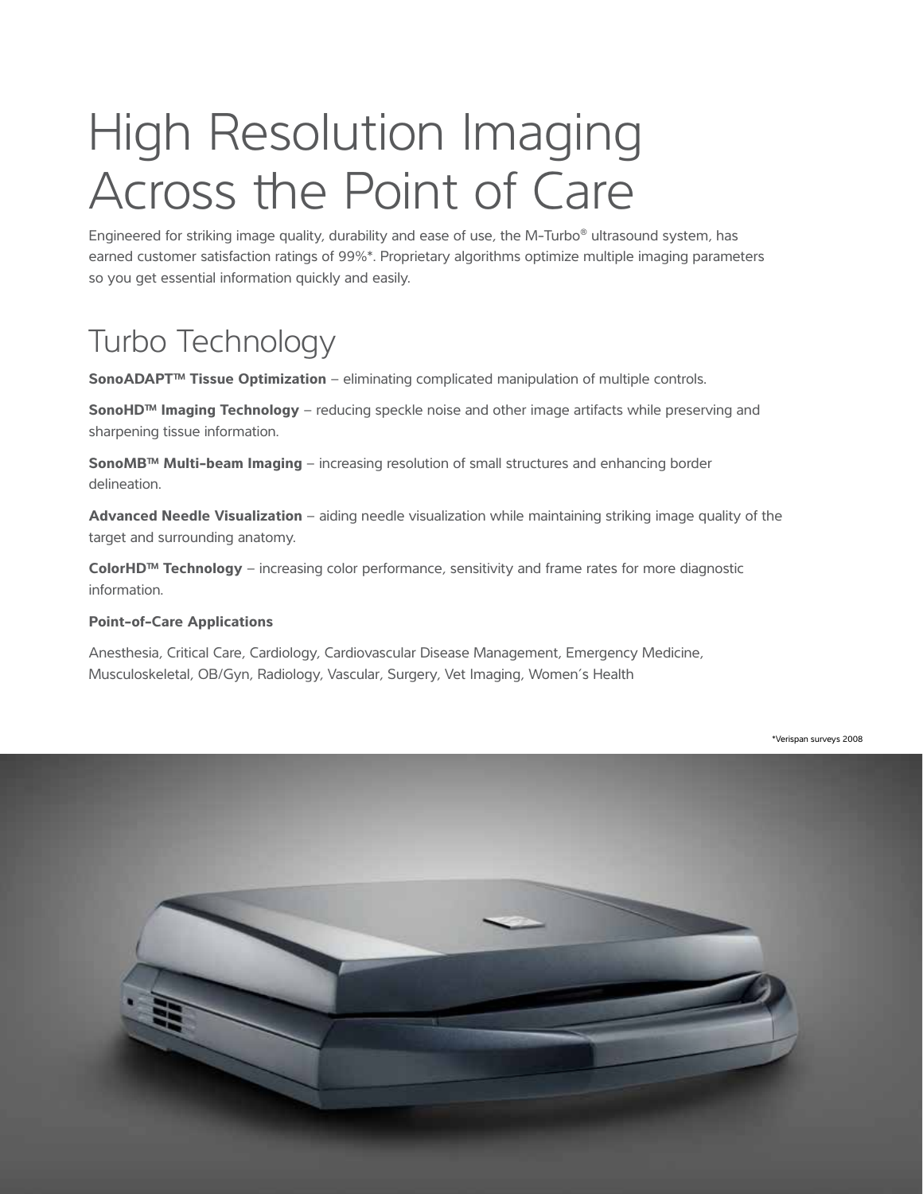# High Resolution Imaging Across the Point of Care

Engineered for striking image quality, durability and ease of use, the M-Turbo® ultrasound system, has earned customer satisfaction ratings of 99%*. Proprietary algorithms optimize multiple imaging parameters so you get essential information quickly and easily.

## Turbo Technology

**SonoADAPT™ Tissue Optimization** – eliminating complicated manipulation of multiple controls.

**SonoHD™ Imaging Technology** – reducing speckle noise and other image artifacts while preserving and sharpening tissue information.

**SonoMB™ Multi-beam Imaging** – increasing resolution of small structures and enhancing border delineation.

**Advanced Needle Visualization** – aiding needle visualization while maintaining striking image quality of the target and surrounding anatomy.

**ColorHD™ Technology** – increasing color performance, sensitivity and frame rates for more diagnostic information.

**Point-of-Care Applications**

Anesthesia, Critical Care, Cardiology, Cardiovascular Disease Management, Emergency Medicine, Musculoskeletal, OB/Gyn, Radiology, Vascular, Surgery, Vet Imaging, Women's Health

*Verispan surveys 2008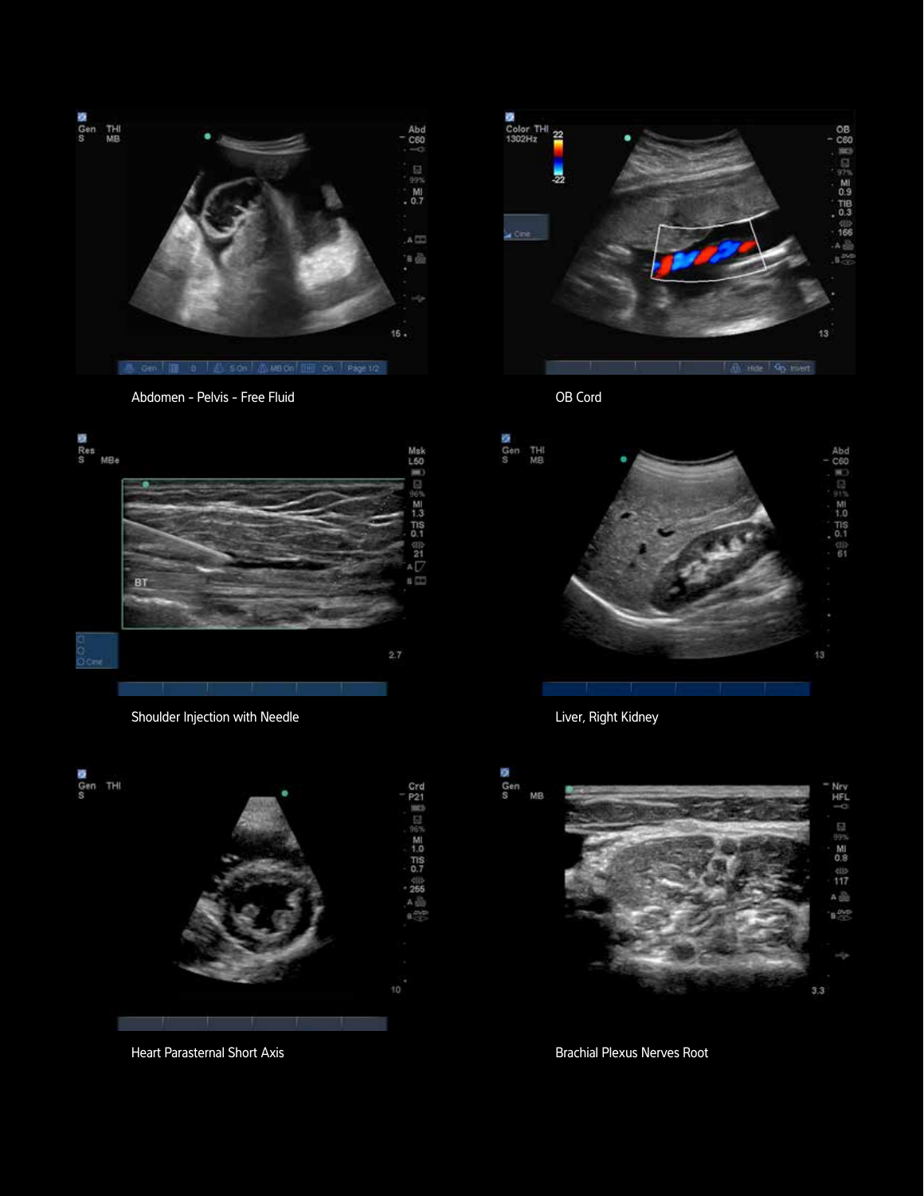Abdomen - Pelvis - Free Fluid

OB Cord

Shoulder Injection with Needle

Liver, Right Kidney

Heart Parasternal Short Axis

Brachial Plexus Nerves Root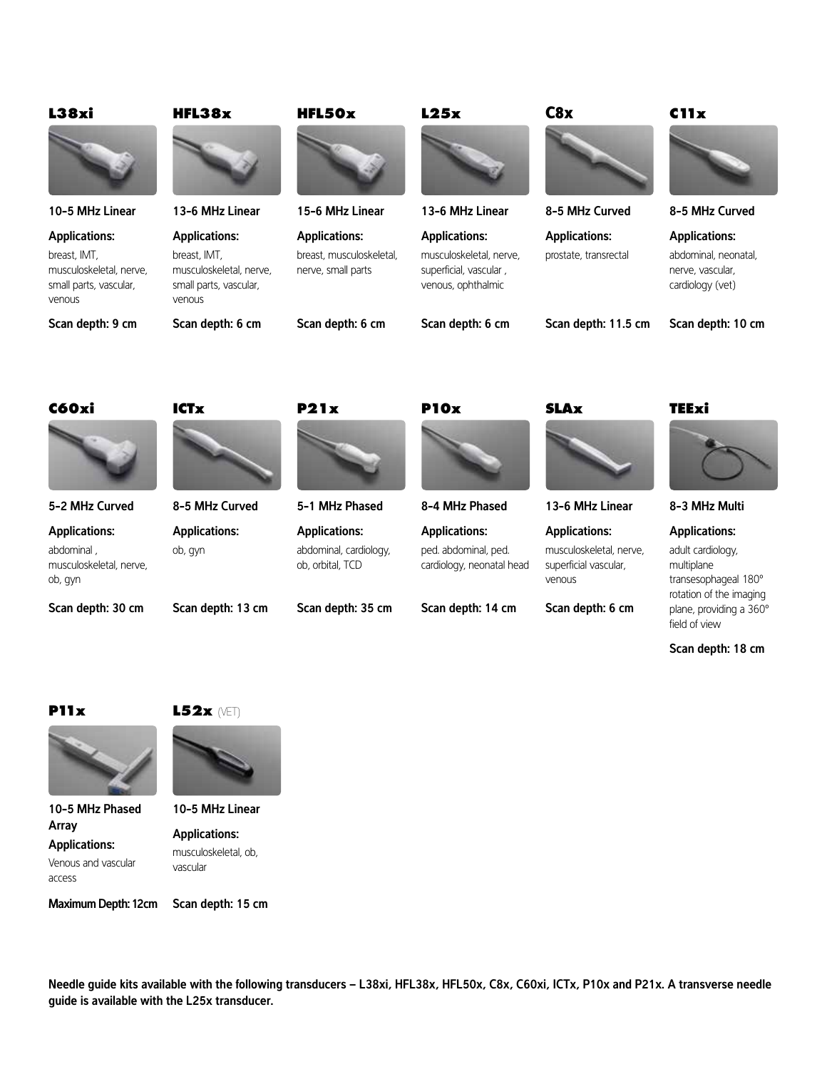### L38xi

10-5 MHz Linear

**Applications:**
breast, IMT, musculoskeletal, nerve, small parts, vascular, venous

**Scan depth: 9 cm**

### HFL38x

13-6 MHz Linear

**Applications:**
breast, IMT, musculoskeletal, nerve, small parts, vascular, venous

**Scan depth: 6 cm**

### HFL50x

15-6 MHz Linear

**Applications:**
breast, musculoskeletal, nerve, small parts

**Scan depth: 6 cm**

### L25x

13-6 MHz Linear

**Applications:**
musculoskeletal, nerve, superficial, vascular , venous, ophthalmic

**Scan depth: 6 cm**

### C8x

8-5 MHz Curved

**Applications:**
prostate, transrectal

**Scan depth: 11.5 cm**

### C11x

8-5 MHz Curved

**Applications:**
abdominal, neonatal, nerve, vascular, cardiology (vet)

**Scan depth: 10 cm**

### C60xi

5-2 MHz Curved

**Applications:**
abdominal , musculoskeletal, nerve, ob, gyn

**Scan depth: 30 cm**

### ICTx

8-5 MHz Curved

**Applications:**
ob, gyn

**Scan depth: 13 cm**

### P21x

5-1 MHz Phased

**Applications:**
abdominal, cardiology, ob, orbital, TCD

**Scan depth: 35 cm**

### P10x

8-4 MHz Phased

**Applications:**
ped. abdominal, ped. cardiology, neonatal head

**Scan depth: 14 cm**

### SLAx

13-6 MHz Linear

**Applications:**
musculoskeletal, nerve, superficial vascular, venous

**Scan depth: 6 cm**

### TEExi

8-3 MHz Multi

**Applications:**
adult cardiology, multiplane transesophageal 180° rotation of the imaging plane, providing a 360° field of view

**Scan depth: 18 cm**

### P11x

10-5 MHz Phased Array

**Applications:**
Venous and vascular access

**Maximum Depth: 12cm**

### L52x (VET)

10-5 MHz Linear

**Applications:**
musculoskeletal, ob, vascular

**Scan depth: 15 cm**

**Needle guide kits available with the following transducers – L38xi, HFL38x, HFL50x, C8x, C60xi, ICTx, P10x and P21x. A transverse needle guide is available with the L25x transducer.**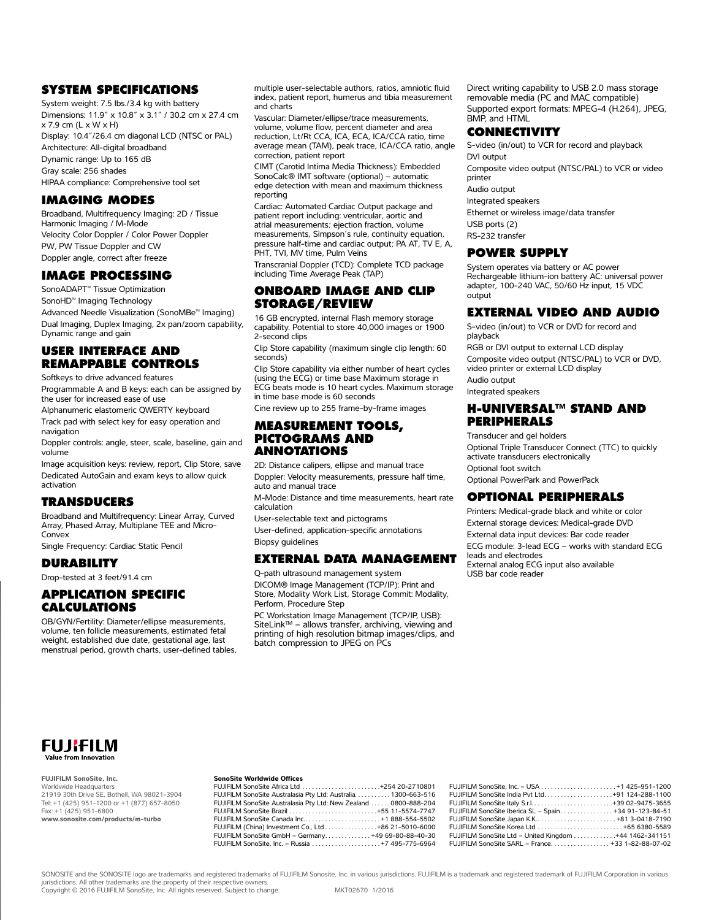## SYSTEM SPECIFICATIONS

System weight: 7.5 lbs./3.4 kg with battery

Dimensions: 11.9″ x 10.8″ x 3.1″ / 30.2 cm x 27.4 cm x 7.9 cm (L x W x H)

Display: 10.4″/26.4 cm diagonal LCD (NTSC or PAL)

Architecture: All-digital broadband

Dynamic range: Up to 165 dB

Gray scale: 256 shades

HIPAA compliance: Comprehensive tool set

## IMAGING MODES

Broadband, Multifrequency Imaging: 2D / Tissue Harmonic Imaging / M-Mode

Velocity Color Doppler / Color Power Doppler

PW, PW Tissue Doppler and CW

Doppler angle, correct after freeze

## IMAGE PROCESSING

SonoADAPT™ Tissue Optimization

SonoHD™ Imaging Technology

Advanced Needle Visualization (SonoMBe™ Imaging)

Dual Imaging, Duplex Imaging, 2x pan/zoom capability, Dynamic range and gain

## USER INTERFACE AND REMAPPABLE CONTROLS

Softkeys to drive advanced features

Programmable A and B keys: each can be assigned by the user for increased ease of use

Alphanumeric elastomeric QWERTY keyboard

Track pad with select key for easy operation and navigation

Doppler controls: angle, steer, scale, baseline, gain and volume

Image acquisition keys: review, report, Clip Store, save

Dedicated AutoGain and exam keys to allow quick activation

## TRANSDUCERS

Broadband and Multifrequency: Linear Array, Curved Array, Phased Array, Multiplane TEE and Micro-Convex

Single Frequency: Cardiac Static Pencil

## DURABILITY

Drop-tested at 3 feet/91.4 cm

## APPLICATION SPECIFIC CALCULATIONS

OB/GYN/Fertility: Diameter/ellipse measurements, volume, ten follicle measurements, estimated fetal weight, established due date, gestational age, last menstrual period, growth charts, user-defined tables, multiple user-selectable authors, ratios, amniotic fluid index, patient report, humerus and tibia measurement and charts

Vascular: Diameter/ellipse/trace measurements, volume, volume flow, percent diameter and area reduction, Lt/Rt CCA, ICA, ECA, ICA/CCA ratio, time average mean (TAM), peak trace, ICA/CCA ratio, angle correction, patient report

CIMT (Carotid Intima Media Thickness): Embedded SonoCalc® IMT software (optional) – automatic edge detection with mean and maximum thickness reporting

Cardiac: Automated Cardiac Output package and patient report including: ventricular, aortic and atrial measurements; ejection fraction, volume measurements, Simpson's rule, continuity equation, pressure half-time and cardiac output; PA AT, TV E, A, PHT, TVI, MV time, Pulm Veins

Transcranial Doppler (TCD): Complete TCD package including Time Average Peak (TAP)

## ONBOARD IMAGE AND CLIP STORAGE/REVIEW

16 GB encrypted, internal Flash memory storage capability. Potential to store 40,000 images or 1900 2-second clips

Clip Store capability (maximum single clip length: 60 seconds)

Clip Store capability via either number of heart cycles (using the ECG) or time base Maximum storage in ECG beats mode is 10 heart cycles. Maximum storage in time base mode is 60 seconds

Cine review up to 255 frame-by-frame images

## MEASUREMENT TOOLS, PICTOGRAMS AND ANNOTATIONS

2D: Distance calipers, ellipse and manual trace

Doppler: Velocity measurements, pressure half time, auto and manual trace

M-Mode: Distance and time measurements, heart rate calculation

User-selectable text and pictograms

User-defined, application-specific annotations

Biopsy guidelines

## EXTERNAL DATA MANAGEMENT

Q-path ultrasound management system

DICOM® Image Management (TCP/IP): Print and Store, Modality Work List, Storage Commit: Modality, Perform, Procedure Step

PC Workstation Image Management (TCP/IP, USB): SiteLink™ – allows transfer, archiving, viewing and printing of high resolution bitmap images/clips, and batch compression to JPEG on PCs

Direct writing capability to USB 2.0 mass storage removable media (PC and MAC compatible)

Supported export formats: MPEG-4 (H.264), JPEG, BMP, and HTML

## CONNECTIVITY

S-video (in/out) to VCR for record and playback

DVI output

Composite video output (NTSC/PAL) to VCR or video printer

Audio output

Integrated speakers

Ethernet or wireless image/data transfer

USB ports (2)

RS-232 transfer

## POWER SUPPLY

System operates via battery or AC power

Rechargeable lithium-ion battery AC: universal power adapter, 100-240 VAC, 50/60 Hz input, 15 VDC output

## EXTERNAL VIDEO AND AUDIO

S-video (in/out) to VCR or DVD for record and playback

RGB or DVI output to external LCD display

Composite video output (NTSC/PAL) to VCR or DVD, video printer or external LCD display

Audio output

Integrated speakers

## H-UNIVERSAL™ STAND AND PERIPHERALS

Transducer and gel holders

Optional Triple Transducer Connect (TTC) to quickly activate transducers electronically

Optional foot switch

Optional PowerPark and PowerPack

## OPTIONAL PERIPHERALS

Printers: Medical-grade black and white or color

External storage devices: Medical-grade DVD

External data input devices: Bar code reader

ECG module: 3-lead ECG – works with standard ECG leads and electrodes

External analog ECG input also available

USB bar code reader

FUJIFILM
Value from Innovation

**FUJIFILM SonoSite, Inc.**
Worldwide Headquarters
21919 30th Drive SE, Bothell, WA 98021-3904
Tel: +1 (425) 951-1200 or +1 (877) 657-8050
Fax: +1 (425) 951-6800
**www.sonosite.com/products/m-turbo**

**SonoSite Worldwide Offices**

FUJIFILM SonoSite Africa Ltd .......................+254 20-2710801
FUJIFILM SonoSite Australasia Pty Ltd: Australia..........1300-663-516
FUJIFILM SonoSite Australasia Pty Ltd: New Zealand ......0800-888-204
FUJIFILM SonoSite Brazil ..........................+55 11-5574-7747
FUJIFILM SonoSite Canada Inc.......................+1 888-554-5502
FUJIFILM (China) Investment Co., Ltd ...............+86 21-5010-6000
FUJIFILM SonoSite GmbH – Germany.............+49 69-80-88-40-30
FUJIFILM SonoSite, Inc. – Russia ....................+7 495-775-6964
FUJIFILM SonoSite, Inc. – USA ......................+1 425-951-1200
FUJIFILM SonoSite India Pvt Ltd....................+91 124-288-1100
FUJIFILM SonoSite Italy S.r.l........................+39 02-9475-3655
FUJIFILM SonoSite Iberica SL – Spain...............+34 91-123-84-51
FUJIFILM SonoSite Japan K.K........................+81 3-0418-7190
FUJIFILM SonoSite Korea Ltd .........................+65 6380-5589
FUJIFILM SonoSite Ltd – United Kingdom ............+44 1462-341151
FUJIFILM SonoSite SARL – France.................+33 1-82-88-07-02

SONOSITE and the SONOSITE logo are trademarks and registered trademarks of FUJIFILM Sonosite, Inc. in various jurisdictions. FUJIFILM is a trademark and registered trademark of FUJIFILM Corporation in various jurisdictions. All other trademarks are the property of their respective owners.
Copyright © 2016 FUJIFILM SonoSite, Inc. All rights reserved. Subject to change. MKT02670 1/2016